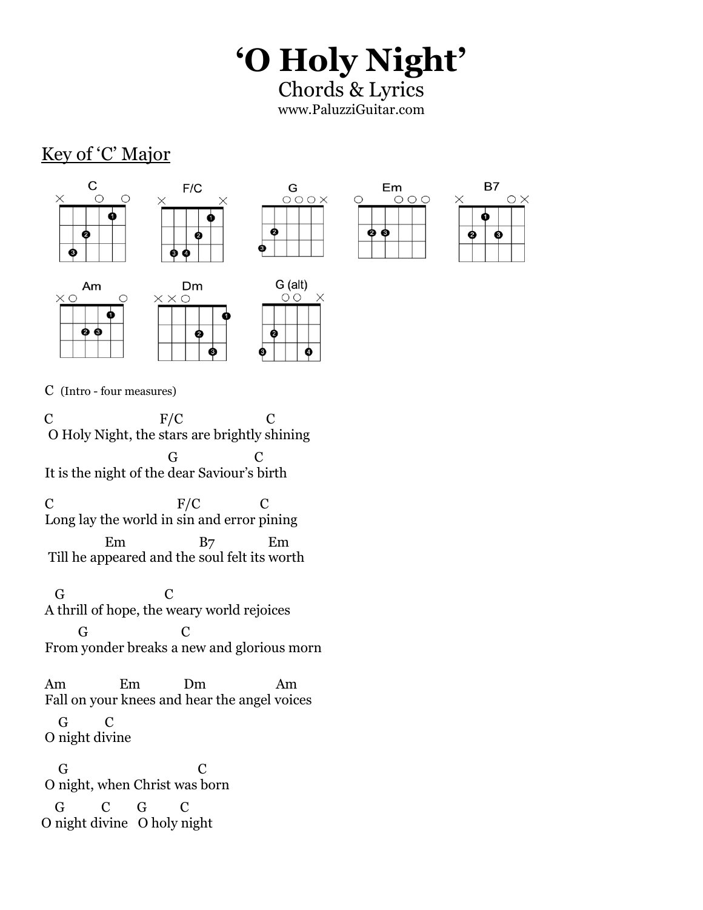# 'O Holy Night'

Chords & Lyrics

www.PaluzziGuitar.com

## Key of 'C' Major

C (Intro - four measures)

```
C                      F/C                  C
 O Holy Night, the stars are brightly shining
                         G                C
It is the night of the dear Saviour's birth

C                          F/C             C
Long lay the world in sin and error pining
              Em            B7             Em
 Till he appeared and the soul felt its worth


  G                   C
A thrill of hope, the weary world rejoices
      G                    C
From yonder breaks a new and glorious morn

Am            Em          Dm              Am
Fall on your knees and hear the angel voices
  G       C
O night divine

  G                          C
O night, when Christ was born
  G        C      G       C
O night divine   O holy night
```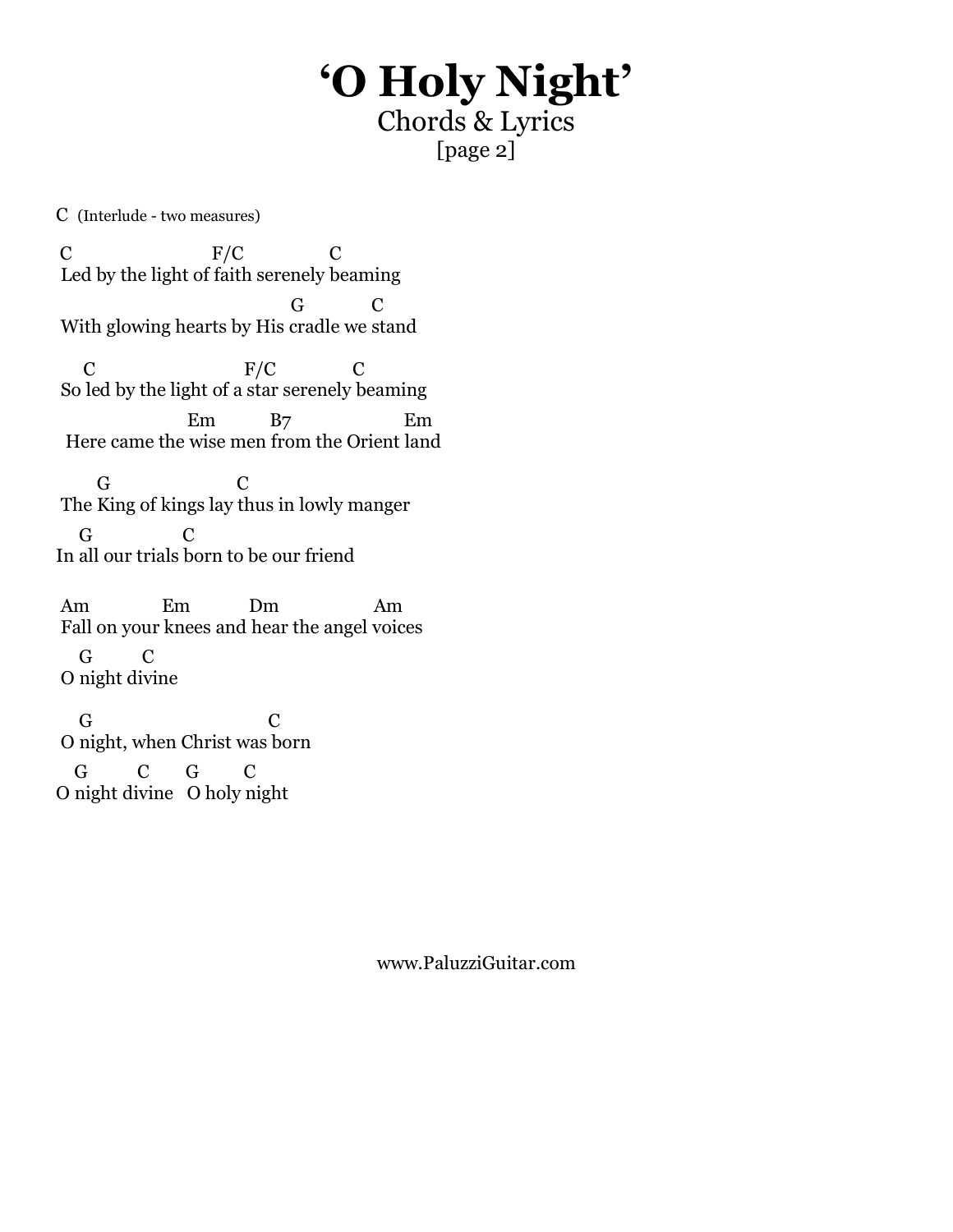# 'O Holy Night'

Chords & Lyrics

[page 2]

```
C  (Interlude - two measures)

C                  F/C          C
Led by the light of faith serenely beaming
                              G        C
With glowing hearts by His cradle we stand

   C                      F/C         C
So led by the light of a star serenely beaming
                  Em       B7              Em
 Here came the wise men from the Orient land

     G                 C
The King of kings lay thus in lowly manger
   G            C
In all our trials born to be our friend

Am          Em        Dm           Am
Fall on your knees and hear the angel voices
   G      C
O night divine

   G                        C
O night, when Christ was born
   G      C     G      C
O night divine  O holy night
```

www.PaluzziGuitar.com